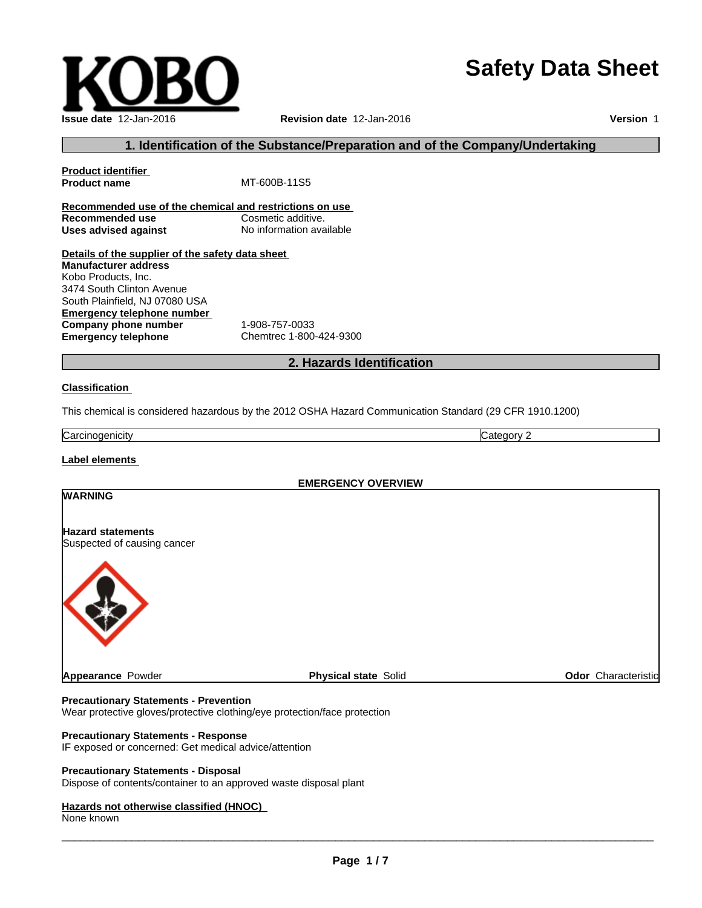KOBO

# Safety Data Sheet

**Issue date** 12-Jan-2016 **Revision date** 12-Jan-2016 **Version** 1

## 1. Identification of the Substance/Preparation and of the Company/Undertaking

**Product identifier**

**Product name** MT-600B-11S5

**Recommended use of the chemical and restrictions on use**

**Recommended use** Cosmetic additive.

**Uses advised against** No information available

**Details of the supplier of the safety data sheet**

**Manufacturer address**

Kobo Products, Inc.
3474 South Clinton Avenue
South Plainfield, NJ 07080 USA

**Emergency telephone number**

**Company phone number** 1-908-757-0033

**Emergency telephone** Chemtrec 1-800-424-9300

## 2. Hazards Identification

**Classification**

This chemical is considered hazardous by the 2012 OSHA Hazard Communication Standard (29 CFR 1910.1200)

| Carcinogenicity | Category 2 |
|---|---|

**Label elements**

**EMERGENCY OVERVIEW**

**WARNING**

**Hazard statements**

Suspected of causing cancer

**Appearance** Powder **Physical state** Solid **Odor** Characteristic

**Precautionary Statements - Prevention**

Wear protective gloves/protective clothing/eye protection/face protection

**Precautionary Statements - Response**

IF exposed or concerned: Get medical advice/attention

**Precautionary Statements - Disposal**

Dispose of contents/container to an approved waste disposal plant

**Hazards not otherwise classified (HNOC)**

None known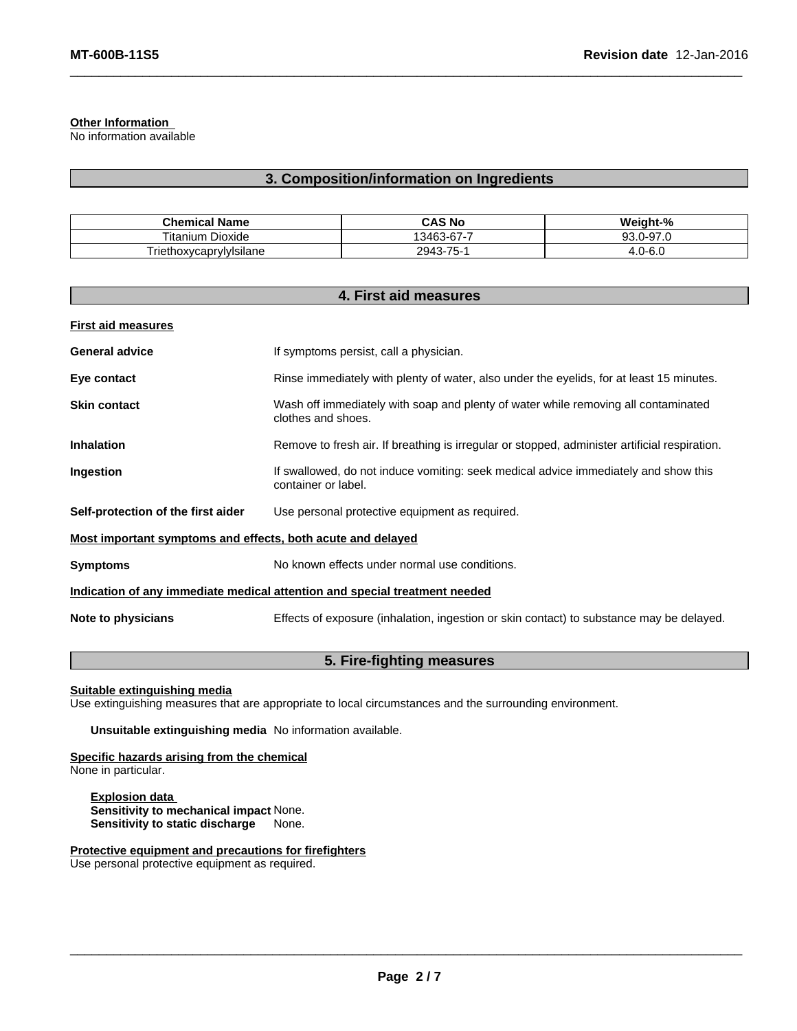**Other Information**
No information available

## 3. Composition/information on Ingredients

| Chemical Name | CAS No | Weight-% |
|---|---|---|
| Titanium Dioxide | 13463-67-7 | 93.0-97.0 |
| Triethoxycaprylylsilane | 2943-75-1 | 4.0-6.0 |

## 4. First aid measures

**First aid measures**

**General advice** If symptoms persist, call a physician.

**Eye contact** Rinse immediately with plenty of water, also under the eyelids, for at least 15 minutes.

**Skin contact** Wash off immediately with soap and plenty of water while removing all contaminated clothes and shoes.

**Inhalation** Remove to fresh air. If breathing is irregular or stopped, administer artificial respiration.

**Ingestion** If swallowed, do not induce vomiting: seek medical advice immediately and show this container or label.

**Self-protection of the first aider** Use personal protective equipment as required.

**Most important symptoms and effects, both acute and delayed**

**Symptoms** No known effects under normal use conditions.

**Indication of any immediate medical attention and special treatment needed**

**Note to physicians** Effects of exposure (inhalation, ingestion or skin contact) to substance may be delayed.

## 5. Fire-fighting measures

**Suitable extinguishing media**
Use extinguishing measures that are appropriate to local circumstances and the surrounding environment.

**Unsuitable extinguishing media** No information available.

**Specific hazards arising from the chemical**
None in particular.

**Explosion data**
**Sensitivity to mechanical impact** None.
**Sensitivity to static discharge** None.

**Protective equipment and precautions for firefighters**
Use personal protective equipment as required.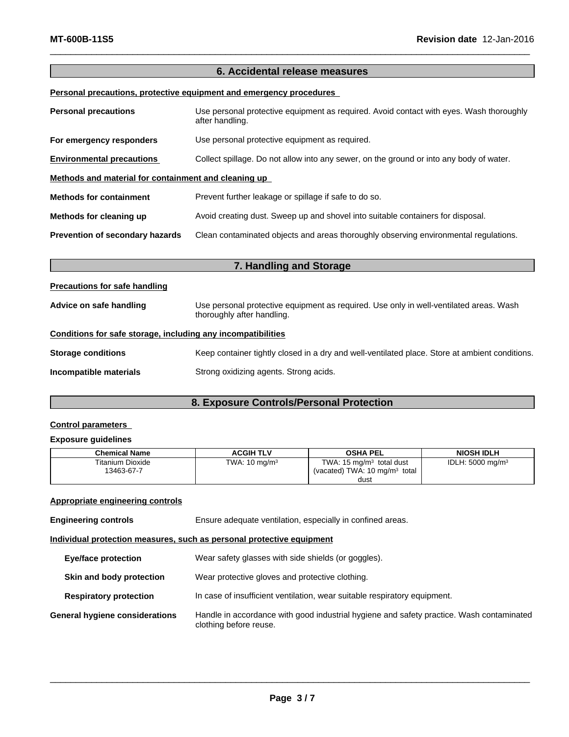## 6. Accidental release measures

**Personal precautions, protective equipment and emergency procedures**

**Personal precautions** Use personal protective equipment as required. Avoid contact with eyes. Wash thoroughly after handling.

**For emergency responders** Use personal protective equipment as required.

**Environmental precautions** Collect spillage. Do not allow into any sewer, on the ground or into any body of water.

**Methods and material for containment and cleaning up**

**Methods for containment** Prevent further leakage or spillage if safe to do so.

**Methods for cleaning up** Avoid creating dust. Sweep up and shovel into suitable containers for disposal.

**Prevention of secondary hazards** Clean contaminated objects and areas thoroughly observing environmental regulations.

## 7. Handling and Storage

**Precautions for safe handling**

**Advice on safe handling** Use personal protective equipment as required. Use only in well-ventilated areas. Wash thoroughly after handling.

**Conditions for safe storage, including any incompatibilities**

**Storage conditions** Keep container tightly closed in a dry and well-ventilated place. Store at ambient conditions.

**Incompatible materials** Strong oxidizing agents. Strong acids.

## 8. Exposure Controls/Personal Protection

**Control parameters**

**Exposure guidelines**

| Chemical Name | ACGIH TLV | OSHA PEL | NIOSH IDLH |
|---|---|---|---|
| Titanium Dioxide 13463-67-7 | TWA: 10 $mg/m^3$ | TWA: 15 $mg/m^3$ total dust (vacated) TWA: 10 $mg/m^3$ total dust | IDLH: 5000 $mg/m^3$ |

**Appropriate engineering controls**

**Engineering controls** Ensure adequate ventilation, especially in confined areas.

**Individual protection measures, such as personal protective equipment**

**Eye/face protection** Wear safety glasses with side shields (or goggles).

**Skin and body protection** Wear protective gloves and protective clothing.

**Respiratory protection** In case of insufficient ventilation, wear suitable respiratory equipment.

**General hygiene considerations** Handle in accordance with good industrial hygiene and safety practice. Wash contaminated clothing before reuse.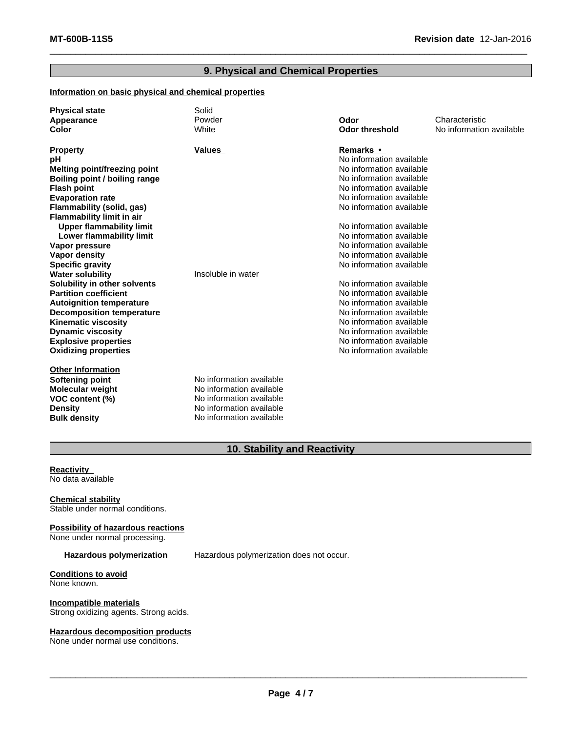## 9. Physical and Chemical Properties

**Information on basic physical and chemical properties**

| | | | |
|---|---|---|---|
| **Physical state** | Solid | | |
| **Appearance** | Powder | **Odor** | Characteristic |
| **Color** | White | **Odor threshold** | No information available |

| **Property** | **Values** | **Remarks •** |
|---|---|---|
| **pH** | | No information available |
| **Melting point/freezing point** | | No information available |
| **Boiling point / boiling range** | | No information available |
| **Flash point** | | No information available |
| **Evaporation rate** | | No information available |
| **Flammability (solid, gas)** | | No information available |
| **Flammability limit in air** | | |
| **Upper flammability limit** | | No information available |
| **Lower flammability limit** | | No information available |
| **Vapor pressure** | | No information available |
| **Vapor density** | | No information available |
| **Specific gravity** | | No information available |
| **Water solubility** | Insoluble in water | |
| **Solubility in other solvents** | | No information available |
| **Partition coefficient** | | No information available |
| **Autoignition temperature** | | No information available |
| **Decomposition temperature** | | No information available |
| **Kinematic viscosity** | | No information available |
| **Dynamic viscosity** | | No information available |
| **Explosive properties** | | No information available |
| **Oxidizing properties** | | No information available |

**Other Information**

| | |
|---|---|
| **Softening point** | No information available |
| **Molecular weight** | No information available |
| **VOC content (%)** | No information available |
| **Density** | No information available |
| **Bulk density** | No information available |

## 10. Stability and Reactivity

**Reactivity**
No data available

**Chemical stability**
Stable under normal conditions.

**Possibility of hazardous reactions**
None under normal processing.

**Hazardous polymerization** Hazardous polymerization does not occur.

**Conditions to avoid**
None known.

**Incompatible materials**
Strong oxidizing agents. Strong acids.

**Hazardous decomposition products**
None under normal use conditions.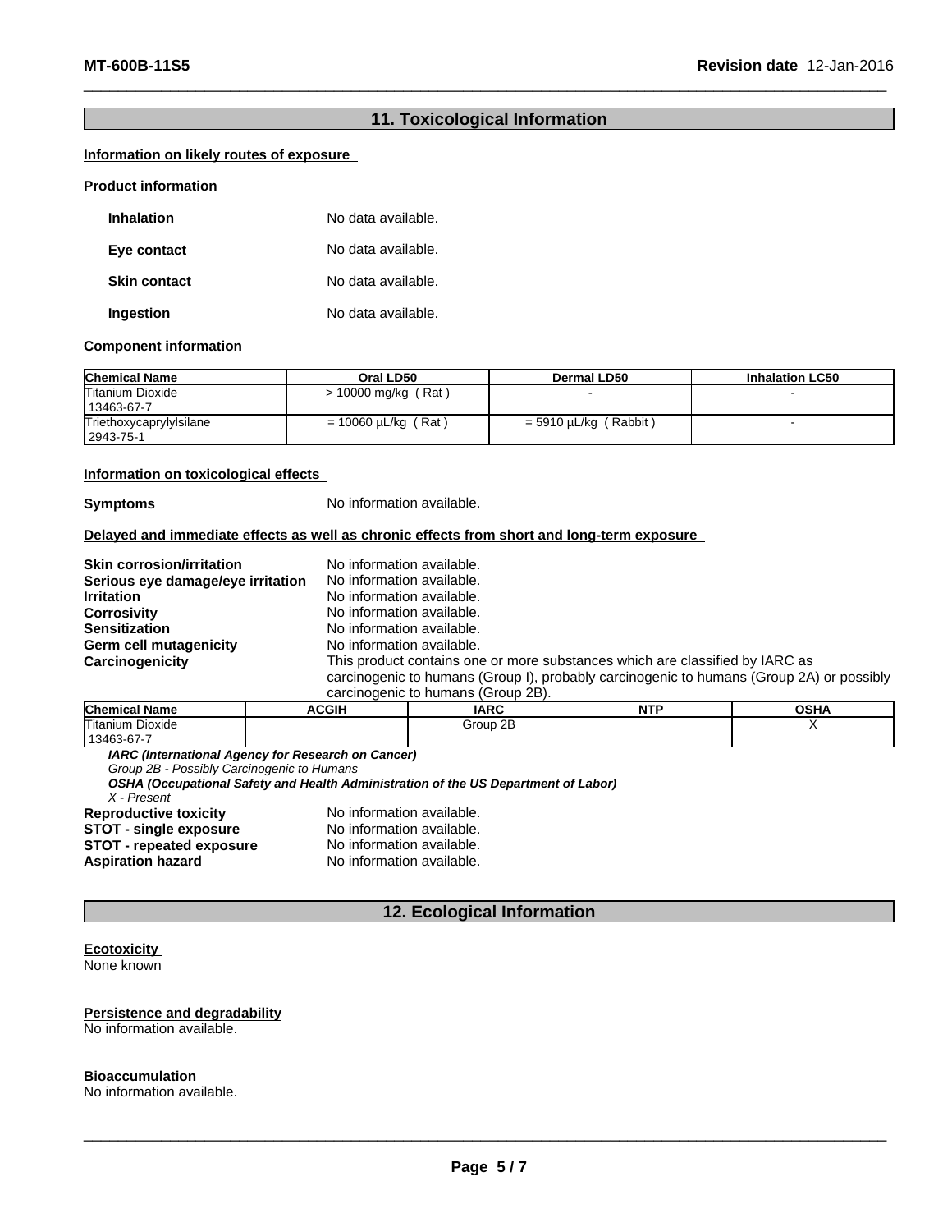## 11. Toxicological Information

**Information on likely routes of exposure**

**Product information**

**Inhalation** No data available.

**Eye contact** No data available.

**Skin contact** No data available.

**Ingestion** No data available.

**Component information**

| Chemical Name | Oral LD50 | Dermal LD50 | Inhalation LC50 |
|---|---|---|---|
| Titanium Dioxide 13463-67-7 | > 10000 mg/kg ( Rat ) | - | - |
| Triethoxycaprylylsilane 2943-75-1 | = 10060 µL/kg ( Rat ) | = 5910 µL/kg ( Rabbit ) | - |

**Information on toxicological effects**

**Symptoms** No information available.

**Delayed and immediate effects as well as chronic effects from short and long-term exposure**

**Skin corrosion/irritation** No information available.
**Serious eye damage/eye irritation** No information available.
**Irritation** No information available.
**Corrosivity** No information available.
**Sensitization** No information available.
**Germ cell mutagenicity** No information available.
**Carcinogenicity** This product contains one or more substances which are classified by IARC as carcinogenic to humans (Group I), probably carcinogenic to humans (Group 2A) or possibly carcinogenic to humans (Group 2B).

| Chemical Name | ACGIH | IARC | NTP | OSHA |
|---|---|---|---|---|
| Titanium Dioxide 13463-67-7 | | Group 2B | | X |

***IARC (International Agency for Research on Cancer)***
*Group 2B - Possibly Carcinogenic to Humans*
***OSHA (Occupational Safety and Health Administration of the US Department of Labor)***
*X - Present*

**Reproductive toxicity** No information available.
**STOT - single exposure** No information available.
**STOT - repeated exposure** No information available.
**Aspiration hazard** No information available.

## 12. Ecological Information

**Ecotoxicity**
None known

**Persistence and degradability**
No information available.

**Bioaccumulation**
No information available.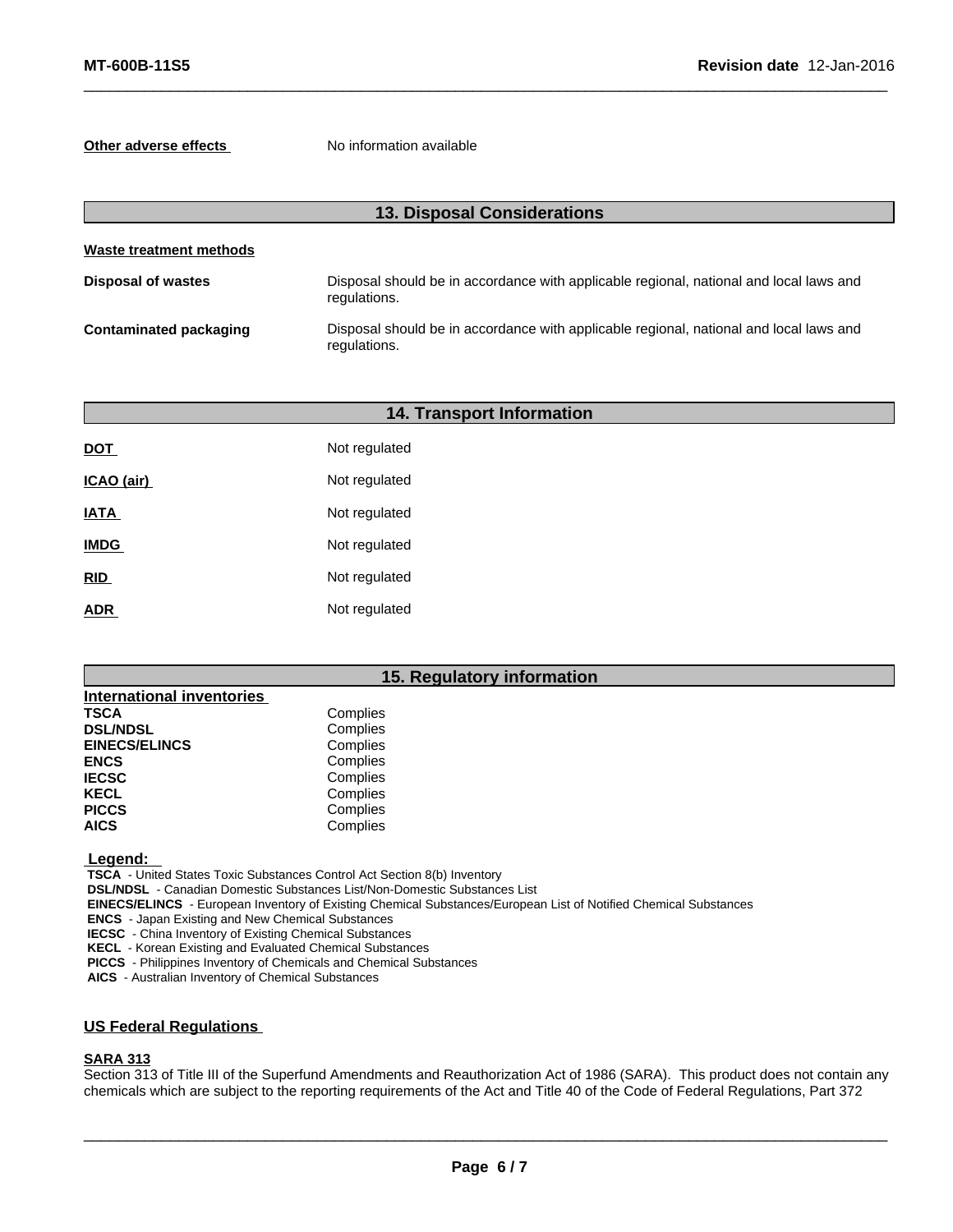**Other adverse effects** No information available

## 13. Disposal Considerations

**Waste treatment methods**

| | |
|---|---|
| **Disposal of wastes** | Disposal should be in accordance with applicable regional, national and local laws and regulations. |
| **Contaminated packaging** | Disposal should be in accordance with applicable regional, national and local laws and regulations. |

## 14. Transport Information

| | |
|---|---|
| **DOT** | Not regulated |
| **ICAO (air)** | Not regulated |
| **IATA** | Not regulated |
| **IMDG** | Not regulated |
| **RID** | Not regulated |
| **ADR** | Not regulated |

## 15. Regulatory information

**International inventories**

| | |
|---|---|
| **TSCA** | Complies |
| **DSL/NDSL** | Complies |
| **EINECS/ELINCS** | Complies |
| **ENCS** | Complies |
| **IECSC** | Complies |
| **KECL** | Complies |
| **PICCS** | Complies |
| **AICS** | Complies |

**Legend:**

**TSCA** - United States Toxic Substances Control Act Section 8(b) Inventory
**DSL/NDSL** - Canadian Domestic Substances List/Non-Domestic Substances List
**EINECS/ELINCS** - European Inventory of Existing Chemical Substances/European List of Notified Chemical Substances
**ENCS** - Japan Existing and New Chemical Substances
**IECSC** - China Inventory of Existing Chemical Substances
**KECL** - Korean Existing and Evaluated Chemical Substances
**PICCS** - Philippines Inventory of Chemicals and Chemical Substances
**AICS** - Australian Inventory of Chemical Substances

**US Federal Regulations**

**SARA 313**

Section 313 of Title III of the Superfund Amendments and Reauthorization Act of 1986 (SARA). This product does not contain any chemicals which are subject to the reporting requirements of the Act and Title 40 of the Code of Federal Regulations, Part 372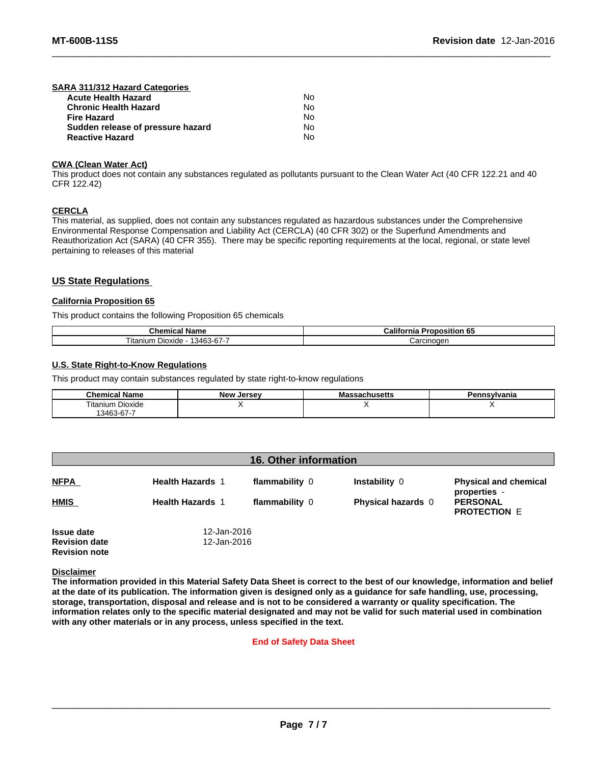#### SARA 311/312 Hazard Categories

| | |
|---|---|
| **Acute Health Hazard** | No |
| **Chronic Health Hazard** | No |
| **Fire Hazard** | No |
| **Sudden release of pressure hazard** | No |
| **Reactive Hazard** | No |

#### CWA (Clean Water Act)

This product does not contain any substances regulated as pollutants pursuant to the Clean Water Act (40 CFR 122.21 and 40 CFR 122.42)

#### CERCLA

This material, as supplied, does not contain any substances regulated as hazardous substances under the Comprehensive Environmental Response Compensation and Liability Act (CERCLA) (40 CFR 302) or the Superfund Amendments and Reauthorization Act (SARA) (40 CFR 355). There may be specific reporting requirements at the local, regional, or state level pertaining to releases of this material

### US State Regulations

#### California Proposition 65

This product contains the following Proposition 65 chemicals

| Chemical Name | California Proposition 65 |
|---|---|
| Titanium Dioxide - 13463-67-7 | Carcinogen |

#### U.S. State Right-to-Know Regulations

This product may contain substances regulated by state right-to-know regulations

| Chemical Name | New Jersey | Massachusetts | Pennsylvania |
|---|---|---|---|
| Titanium Dioxide 13463-67-7 | X | X | X |

## 16. Other information

| | | | | |
|---|---|---|---|---|
| **NFPA** | **Health Hazards** 1 | **flammability** 0 | **Instability** 0 | **Physical and chemical properties** - |
| **HMIS** | **Health Hazards** 1 | **flammability** 0 | **Physical hazards** 0 | **PERSONAL PROTECTION** E |

**Issue date** 12-Jan-2016
**Revision date** 12-Jan-2016
**Revision note**

#### Disclaimer

**The information provided in this Material Safety Data Sheet is correct to the best of our knowledge, information and belief at the date of its publication. The information given is designed only as a guidance for safe handling, use, processing, storage, transportation, disposal and release and is not to be considered a warranty or quality specification. The information relates only to the specific material designated and may not be valid for such material used in combination with any other materials or in any process, unless specified in the text.**

**End of Safety Data Sheet**